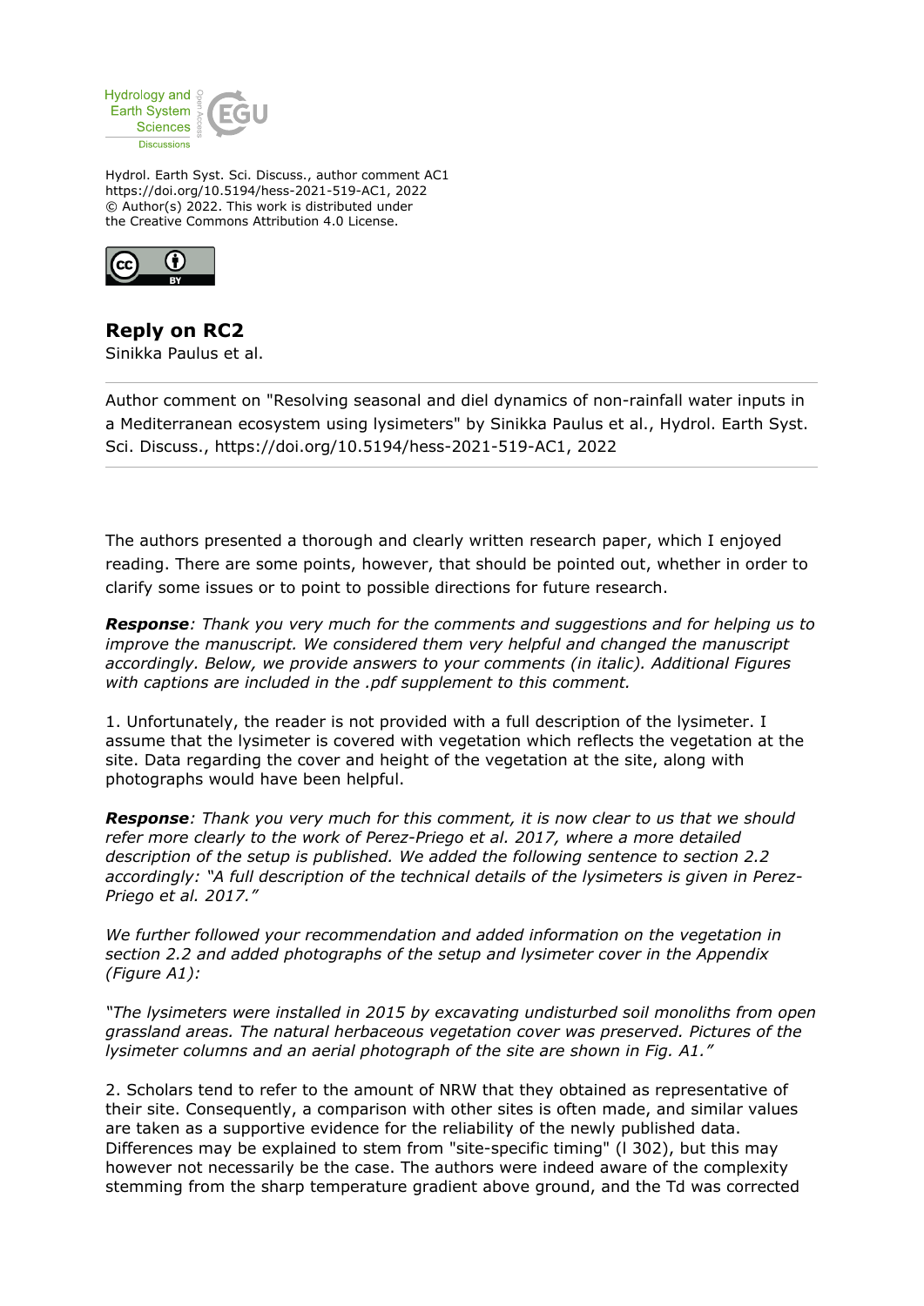Hydrol. Earth Syst. Sci. Discuss., author comment AC1
https://doi.org/10.5194/hess-2021-519-AC1, 2022
© Author(s) 2022. This work is distributed under
the Creative Commons Attribution 4.0 License.

# Reply on RC2

Sinikka Paulus et al.

---

Author comment on "Resolving seasonal and diel dynamics of non-rainfall water inputs in a Mediterranean ecosystem using lysimeters" by Sinikka Paulus et al., Hydrol. Earth Syst. Sci. Discuss., https://doi.org/10.5194/hess-2021-519-AC1, 2022

---

The authors presented a thorough and clearly written research paper, which I enjoyed reading. There are some points, however, that should be pointed out, whether in order to clarify some issues or to point to possible directions for future research.

***Response**: Thank you very much for the comments and suggestions and for helping us to improve the manuscript. We considered them very helpful and changed the manuscript accordingly. Below, we provide answers to your comments (in italic). Additional Figures with captions are included in the .pdf supplement to this comment.*

1. Unfortunately, the reader is not provided with a full description of the lysimeter. I assume that the lysimeter is covered with vegetation which reflects the vegetation at the site. Data regarding the cover and height of the vegetation at the site, along with photographs would have been helpful.

***Response**: Thank you very much for this comment, it is now clear to us that we should refer more clearly to the work of Perez-Priego et al. 2017, where a more detailed description of the setup is published. We added the following sentence to section 2.2 accordingly: "A full description of the technical details of the lysimeters is given in Perez-Priego et al. 2017."*

*We further followed your recommendation and added information on the vegetation in section 2.2 and added photographs of the setup and lysimeter cover in the Appendix (Figure A1):*

*"The lysimeters were installed in 2015 by excavating undisturbed soil monoliths from open grassland areas. The natural herbaceous vegetation cover was preserved. Pictures of the lysimeter columns and an aerial photograph of the site are shown in Fig. A1."*

2. Scholars tend to refer to the amount of NRW that they obtained as representative of their site. Consequently, a comparison with other sites is often made, and similar values are taken as a supportive evidence for the reliability of the newly published data. Differences may be explained to stem from "site-specific timing" (l 302), but this may however not necessarily be the case. The authors were indeed aware of the complexity stemming from the sharp temperature gradient above ground, and the Td was corrected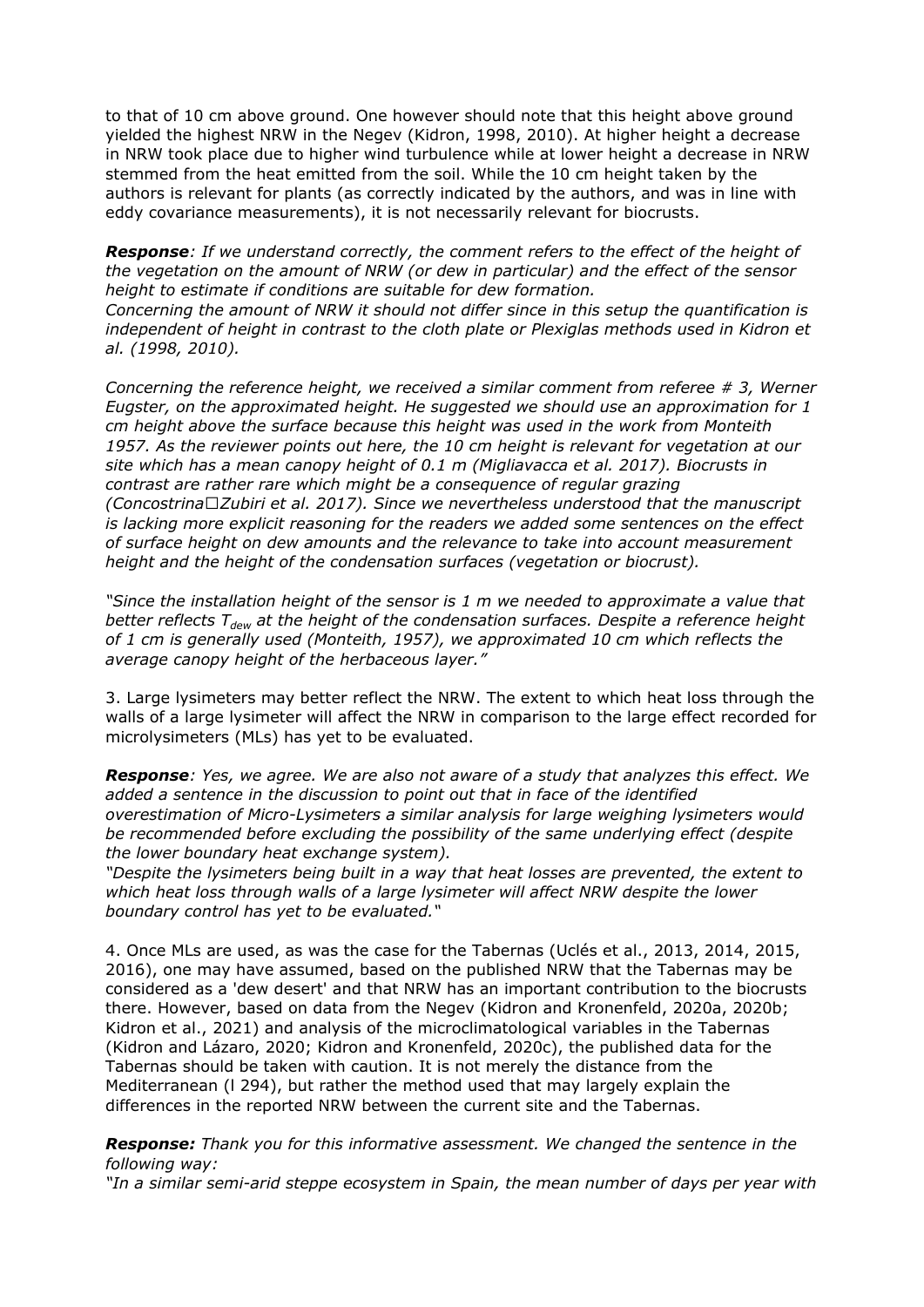to that of 10 cm above ground. One however should note that this height above ground yielded the highest NRW in the Negev (Kidron, 1998, 2010). At higher height a decrease in NRW took place due to higher wind turbulence while at lower height a decrease in NRW stemmed from the heat emitted from the soil. While the 10 cm height taken by the authors is relevant for plants (as correctly indicated by the authors, and was in line with eddy covariance measurements), it is not necessarily relevant for biocrusts.

***Response****: If we understand correctly, the comment refers to the effect of the height of the vegetation on the amount of NRW (or dew in particular) and the effect of the sensor height to estimate if conditions are suitable for dew formation.*
*Concerning the amount of NRW it should not differ since in this setup the quantification is independent of height in contrast to the cloth plate or Plexiglas methods used in Kidron et al. (1998, 2010).*

*Concerning the reference height, we received a similar comment from referee # 3, Werner Eugster, on the approximated height. He suggested we should use an approximation for 1 cm height above the surface because this height was used in the work from Monteith 1957. As the reviewer points out here, the 10 cm height is relevant for vegetation at our site which has a mean canopy height of 0.1 m (Migliavacca et al. 2017). Biocrusts in contrast are rather rare which might be a consequence of regular grazing (Concostrina□Zubiri et al. 2017). Since we nevertheless understood that the manuscript is lacking more explicit reasoning for the readers we added some sentences on the effect of surface height on dew amounts and the relevance to take into account measurement height and the height of the condensation surfaces (vegetation or biocrust).*

*"Since the installation height of the sensor is 1 m we needed to approximate a value that better reflects $T_{dew}$ at the height of the condensation surfaces. Despite a reference height of 1 cm is generally used (Monteith, 1957), we approximated 10 cm which reflects the average canopy height of the herbaceous layer."*

3. Large lysimeters may better reflect the NRW. The extent to which heat loss through the walls of a large lysimeter will affect the NRW in comparison to the large effect recorded for microlysimeters (MLs) has yet to be evaluated.

***Response****: Yes, we agree. We are also not aware of a study that analyzes this effect. We added a sentence in the discussion to point out that in face of the identified overestimation of Micro-Lysimeters a similar analysis for large weighing lysimeters would be recommended before excluding the possibility of the same underlying effect (despite the lower boundary heat exchange system).*
*"Despite the lysimeters being built in a way that heat losses are prevented, the extent to which heat loss through walls of a large lysimeter will affect NRW despite the lower boundary control has yet to be evaluated."*

4. Once MLs are used, as was the case for the Tabernas (Uclés et al., 2013, 2014, 2015, 2016), one may have assumed, based on the published NRW that the Tabernas may be considered as a 'dew desert' and that NRW has an important contribution to the biocrusts there. However, based on data from the Negev (Kidron and Kronenfeld, 2020a, 2020b; Kidron et al., 2021) and analysis of the microclimatological variables in the Tabernas (Kidron and Lázaro, 2020; Kidron and Kronenfeld, 2020c), the published data for the Tabernas should be taken with caution. It is not merely the distance from the Mediterranean (l 294), but rather the method used that may largely explain the differences in the reported NRW between the current site and the Tabernas.

***Response:*** *Thank you for this informative assessment. We changed the sentence in the following way:*
*"In a similar semi-arid steppe ecosystem in Spain, the mean number of days per year with*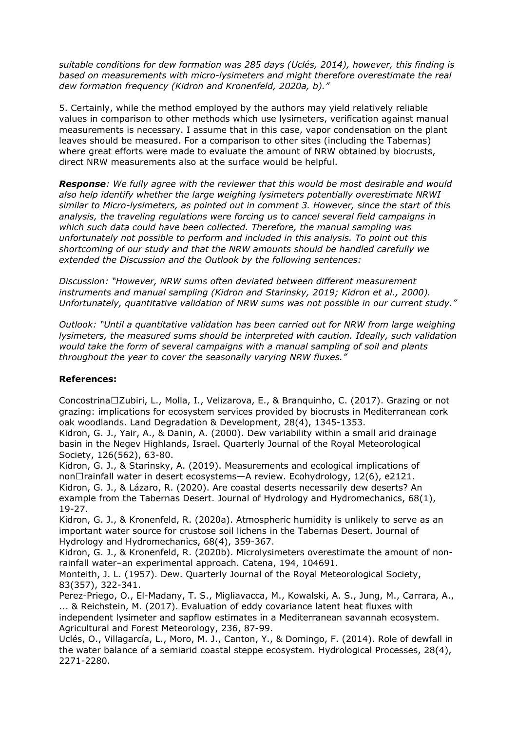*suitable conditions for dew formation was 285 days (Uclés, 2014), however, this finding is based on measurements with micro-lysimeters and might therefore overestimate the real dew formation frequency (Kidron and Kronenfeld, 2020a, b)."*

5. Certainly, while the method employed by the authors may yield relatively reliable values in comparison to other methods which use lysimeters, verification against manual measurements is necessary. I assume that in this case, vapor condensation on the plant leaves should be measured. For a comparison to other sites (including the Tabernas) where great efforts were made to evaluate the amount of NRW obtained by biocrusts, direct NRW measurements also at the surface would be helpful.

***Response****: We fully agree with the reviewer that this would be most desirable and would also help identify whether the large weighing lysimeters potentially overestimate NRWI similar to Micro-lysimeters, as pointed out in comment 3. However, since the start of this analysis, the traveling regulations were forcing us to cancel several field campaigns in which such data could have been collected. Therefore, the manual sampling was unfortunately not possible to perform and included in this analysis. To point out this shortcoming of our study and that the NRW amounts should be handled carefully we extended the Discussion and the Outlook by the following sentences:*

*Discussion: "However, NRW sums often deviated between different measurement instruments and manual sampling (Kidron and Starinsky, 2019; Kidron et al., 2000). Unfortunately, quantitative validation of NRW sums was not possible in our current study."*

*Outlook: "Until a quantitative validation has been carried out for NRW from large weighing lysimeters, the measured sums should be interpreted with caution. Ideally, such validation would take the form of several campaigns with a manual sampling of soil and plants throughout the year to cover the seasonally varying NRW fluxes."*

**References:**

Concostrina□Zubiri, L., Molla, I., Velizarova, E., & Branquinho, C. (2017). Grazing or not grazing: implications for ecosystem services provided by biocrusts in Mediterranean cork oak woodlands. Land Degradation & Development, 28(4), 1345-1353.

Kidron, G. J., Yair, A., & Danin, A. (2000). Dew variability within a small arid drainage basin in the Negev Highlands, Israel. Quarterly Journal of the Royal Meteorological Society, 126(562), 63-80.

Kidron, G. J., & Starinsky, A. (2019). Measurements and ecological implications of non□rainfall water in desert ecosystems—A review. Ecohydrology, 12(6), e2121.

Kidron, G. J., & Lázaro, R. (2020). Are coastal deserts necessarily dew deserts? An example from the Tabernas Desert. Journal of Hydrology and Hydromechanics, 68(1), 19-27.

Kidron, G. J., & Kronenfeld, R. (2020a). Atmospheric humidity is unlikely to serve as an important water source for crustose soil lichens in the Tabernas Desert. Journal of Hydrology and Hydromechanics, 68(4), 359-367.

Kidron, G. J., & Kronenfeld, R. (2020b). Microlysimeters overestimate the amount of non-rainfall water–an experimental approach. Catena, 194, 104691.

Monteith, J. L. (1957). Dew. Quarterly Journal of the Royal Meteorological Society, 83(357), 322-341.

Perez-Priego, O., El-Madany, T. S., Migliavacca, M., Kowalski, A. S., Jung, M., Carrara, A., ... & Reichstein, M. (2017). Evaluation of eddy covariance latent heat fluxes with independent lysimeter and sapflow estimates in a Mediterranean savannah ecosystem. Agricultural and Forest Meteorology, 236, 87-99.

Uclés, O., Villagarcía, L., Moro, M. J., Canton, Y., & Domingo, F. (2014). Role of dewfall in the water balance of a semiarid coastal steppe ecosystem. Hydrological Processes, 28(4), 2271-2280.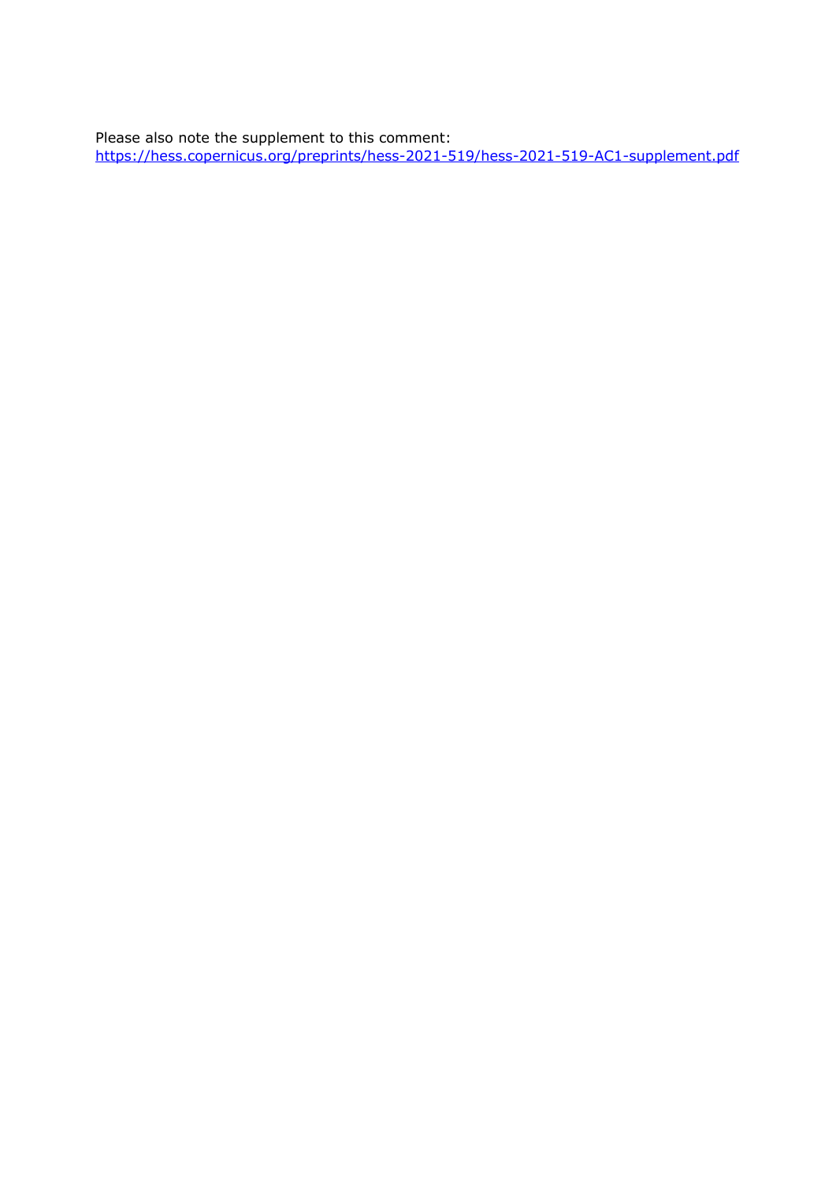Please also note the supplement to this comment:
https://hess.copernicus.org/preprints/hess-2021-519/hess-2021-519-AC1-supplement.pdf